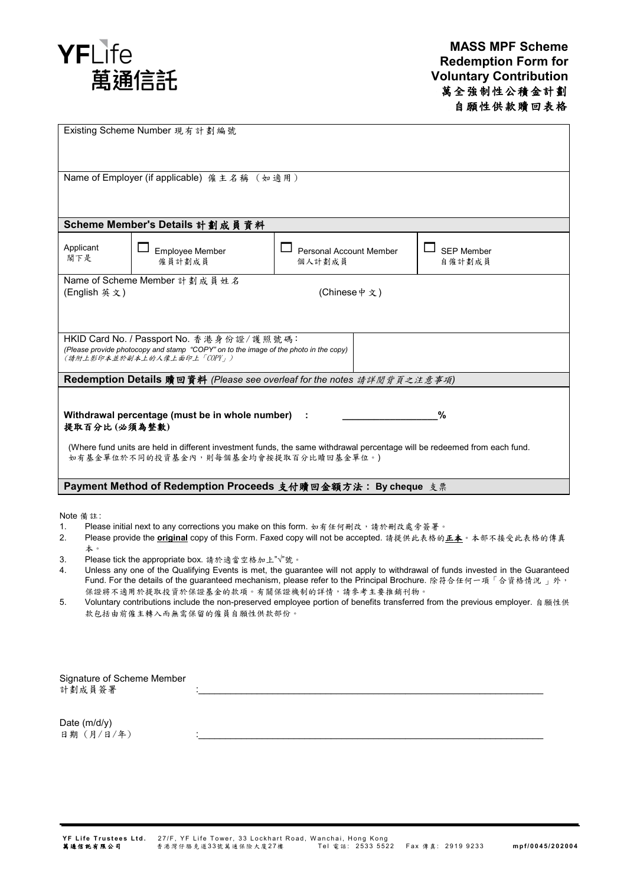YFLife 萬通信託

# MASS MPF Scheme Redemption Form for Voluntary Contribution
# 萬全強制性公積金計劃 自願性供款贖回表格

| Existing Scheme Number 現有計劃編號 | | | |
|---|---|---|---|
| Name of Employer (if applicable) 僱主名稱（如適用） | | | |
| **Scheme Member's Details 計劃成員資料** | | | |
| Applicant 閣下是 | ☐ Employee Member 僱員計劃成員 | ☐ Personal Account Member 個人計劃成員 | ☐ SEP Member 自僱計劃成員 |
| Name of Scheme Member 計劃成員姓名 (English 英文) | | (Chinese 中文) | |
| HKID Card No. / Passport No. 香港身份證/護照號碼: *(Please provide photocopy and stamp "COPY" on to the image of the photo in the copy)* *(請附上影印本並於副本上的人像上面印上「COPY」)* | | | |

## Redemption Details 贖回資料 *(Please see overleaf for the notes 請詳閱背頁之注意事項)*

**Withdrawal percentage (must be in whole number) :** _________________%
**提取百分比 (必須為整數)**

(Where fund units are held in different investment funds, the same withdrawal percentage will be redeemed from each fund.
如有基金單位於不同的投資基金內，則每個基金均會按提取百分比贖回基金單位。)

## Payment Method of Redemption Proceeds 支付贖回金額方法： By cheque 支票

Note 備註:

1. Please initial next to any corrections you make on this form. 如有任何刪改，請於刪改處旁簽署。
2. Please provide the **original** copy of this Form. Faxed copy will not be accepted. 請提供此表格的**正本**。本部不接受此表格的傳真本。
3. Please tick the appropriate box. 請於適當空格加上"√"號。
4. Unless any one of the Qualifying Events is met, the guarantee will not apply to withdrawal of funds invested in the Guaranteed Fund. For the details of the guaranteed mechanism, please refer to the Principal Brochure. 除符合任何一項「合資格情況」外，保證將不適用於提取投資於保證基金的款項。有關保證機制的詳情，請參考主要推銷刊物。
5. Voluntary contributions include the non-preserved employee portion of benefits transferred from the previous employer. 自願性供款包括由前僱主轉入而無需保留的僱員自願性供款部份。

Signature of Scheme Member
計劃成員簽署 :_______________________________________________

Date (m/d/y)
日期（月/日/年） :_______________________________________________

**YF Life Trustees Ltd.** 27/F, YF Life Tower, 33 Lockhart Road, Wanchai, Hong Kong Tel 電話: 2533 5522 Fax 傳真: 2919 9233
**萬通信託有限公司** 香港灣仔駱克道33號萬通保險大廈27樓

mpf/0045/202004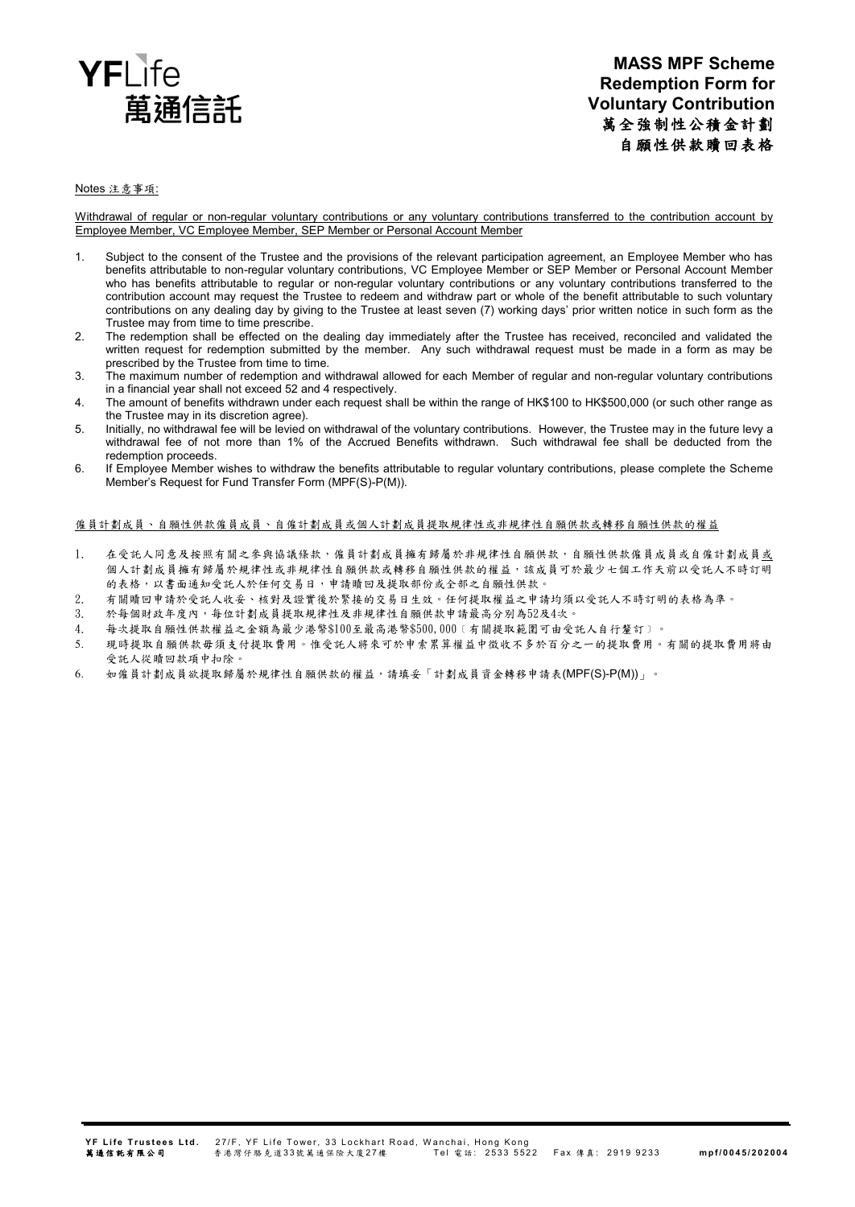# MASS MPF Scheme Redemption Form for Voluntary Contribution
# 萬全強制性公積金計劃 自願性供款贖回表格

Notes 注意事項:

Withdrawal of regular or non-regular voluntary contributions or any voluntary contributions transferred to the contribution account by Employee Member, VC Employee Member, SEP Member or Personal Account Member

1. Subject to the consent of the Trustee and the provisions of the relevant participation agreement, an Employee Member who has benefits attributable to non-regular voluntary contributions, VC Employee Member or SEP Member or Personal Account Member who has benefits attributable to regular or non-regular voluntary contributions or any voluntary contributions transferred to the contribution account may request the Trustee to redeem and withdraw part or whole of the benefit attributable to such voluntary contributions on any dealing day by giving to the Trustee at least seven (7) working days' prior written notice in such form as the Trustee may from time to time prescribe.
2. The redemption shall be effected on the dealing day immediately after the Trustee has received, reconciled and validated the written request for redemption submitted by the member. Any such withdrawal request must be made in a form as may be prescribed by the Trustee from time to time.
3. The maximum number of redemption and withdrawal allowed for each Member of regular and non-regular voluntary contributions in a financial year shall not exceed 52 and 4 respectively.
4. The amount of benefits withdrawn under each request shall be within the range of HK$100 to HK$500,000 (or such other range as the Trustee may in its discretion agree).
5. Initially, no withdrawal fee will be levied on withdrawal of the voluntary contributions. However, the Trustee may in the future levy a withdrawal fee of not more than 1% of the Accrued Benefits withdrawn. Such withdrawal fee shall be deducted from the redemption proceeds.
6. If Employee Member wishes to withdraw the benefits attributable to regular voluntary contributions, please complete the Scheme Member's Request for Fund Transfer Form (MPF(S)-P(M)).

僱員計劃成員、自願性供款僱員成員、自僱計劃成員或個人計劃成員提取規律性或非規律性自願供款或轉移自願性供款的權益

1. 在受託人同意及按照有關之參與協議條款，僱員計劃成員擁有歸屬於非規律性自願供款，自願性供款僱員成員或自僱計劃成員或個人計劃成員擁有歸屬於規律性或非規律性自願供款或轉移自願性供款的權益，該成員可於最少七個工作天前以受託人不時訂明的表格，以書面通知受託人於任何交易日，申請贖回及提取部份或全部之自願性供款。
2. 有關贖回申請於受託人收妥、核對及證實後於緊接的交易日生效。任何提取權益之申請均須以受託人不時訂明的表格為準。
3. 於每個財政年度內，每位計劃成員提取規律性及非規律性自願供款申請最高分別為52及4次。
4. 每次提取自願性供款權益之金額為最少港幣$100至最高港幣$500,000〔有關提取範圍可由受託人自行釐訂〕。
5. 現時提取自願供款毋須支付提取費用。惟受託人將來可於申索累算權益中徵收不多於百分之一的提取費用。有關的提取費用將由受託人從贖回款項中扣除。
6. 如僱員計劃成員欲提取歸屬於規律性自願供款的權益，請填妥「計劃成員資金轉移申請表(MPF(S)-P(M))」。

**YF Life Trustees Ltd.** 27/F, YF Life Tower, 33 Lockhart Road, Wanchai, Hong Kong Tel 電話: 2533 5522 Fax 傳真: 2919 9233
**萬通信託有限公司** 香港灣仔駱克道33號萬通保險大廈27樓
mpf/0045/202004